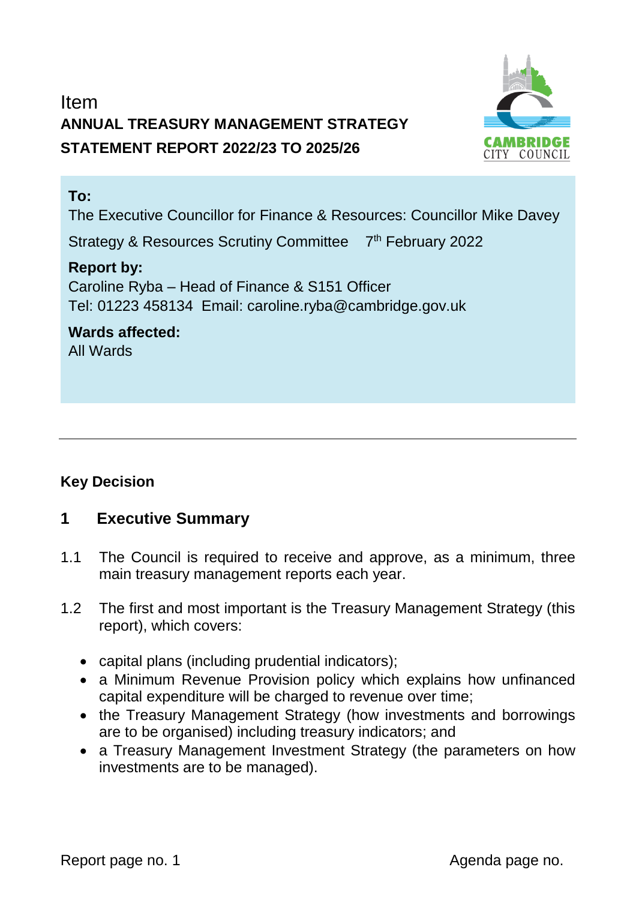Item

# ANNUAL TREASURY MANAGEMENT STRATEGY STATEMENT REPORT 2022/23 TO 2025/26

**To:**
The Executive Councillor for Finance & Resources: Councillor Mike Davey

Strategy & Resources Scrutiny Committee 7th February 2022

**Report by:**
Caroline Ryba – Head of Finance & S151 Officer
Tel: 01223 458134 Email: caroline.ryba@cambridge.gov.uk

**Wards affected:**
All Wards

---

**Key Decision**

## 1 Executive Summary

1.1 The Council is required to receive and approve, as a minimum, three main treasury management reports each year.

1.2 The first and most important is the Treasury Management Strategy (this report), which covers:

- capital plans (including prudential indicators);
- a Minimum Revenue Provision policy which explains how unfinanced capital expenditure will be charged to revenue over time;
- the Treasury Management Strategy (how investments and borrowings are to be organised) including treasury indicators; and
- a Treasury Management Investment Strategy (the parameters on how investments are to be managed).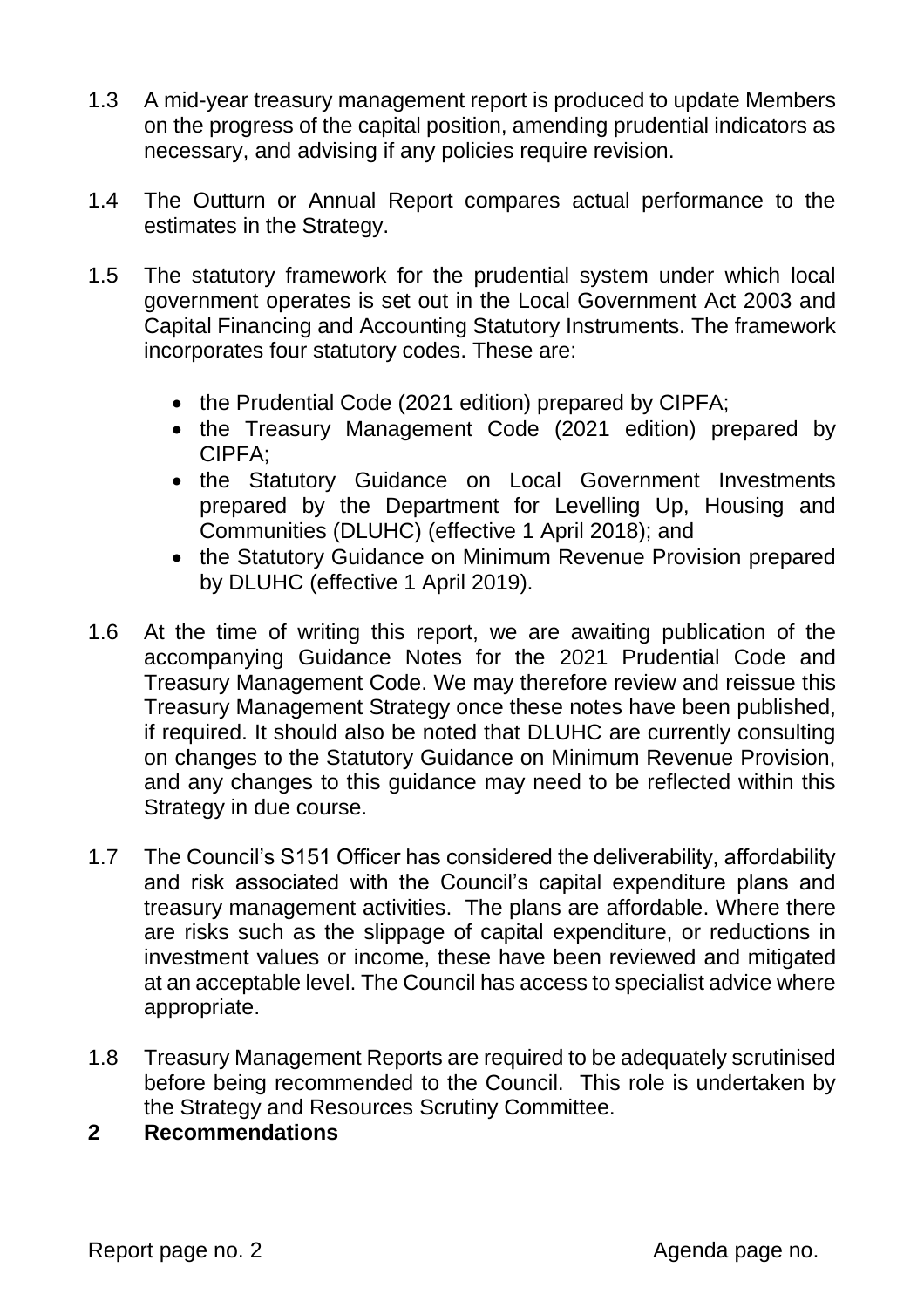1.3 A mid-year treasury management report is produced to update Members on the progress of the capital position, amending prudential indicators as necessary, and advising if any policies require revision.

1.4 The Outturn or Annual Report compares actual performance to the estimates in the Strategy.

1.5 The statutory framework for the prudential system under which local government operates is set out in the Local Government Act 2003 and Capital Financing and Accounting Statutory Instruments. The framework incorporates four statutory codes. These are:

- the Prudential Code (2021 edition) prepared by CIPFA;
- the Treasury Management Code (2021 edition) prepared by CIPFA;
- the Statutory Guidance on Local Government Investments prepared by the Department for Levelling Up, Housing and Communities (DLUHC) (effective 1 April 2018); and
- the Statutory Guidance on Minimum Revenue Provision prepared by DLUHC (effective 1 April 2019).

1.6 At the time of writing this report, we are awaiting publication of the accompanying Guidance Notes for the 2021 Prudential Code and Treasury Management Code. We may therefore review and reissue this Treasury Management Strategy once these notes have been published, if required. It should also be noted that DLUHC are currently consulting on changes to the Statutory Guidance on Minimum Revenue Provision, and any changes to this guidance may need to be reflected within this Strategy in due course.

1.7 The Council's S151 Officer has considered the deliverability, affordability and risk associated with the Council's capital expenditure plans and treasury management activities. The plans are affordable. Where there are risks such as the slippage of capital expenditure, or reductions in investment values or income, these have been reviewed and mitigated at an acceptable level. The Council has access to specialist advice where appropriate.

1.8 Treasury Management Reports are required to be adequately scrutinised before being recommended to the Council. This role is undertaken by the Strategy and Resources Scrutiny Committee.

## 2 Recommendations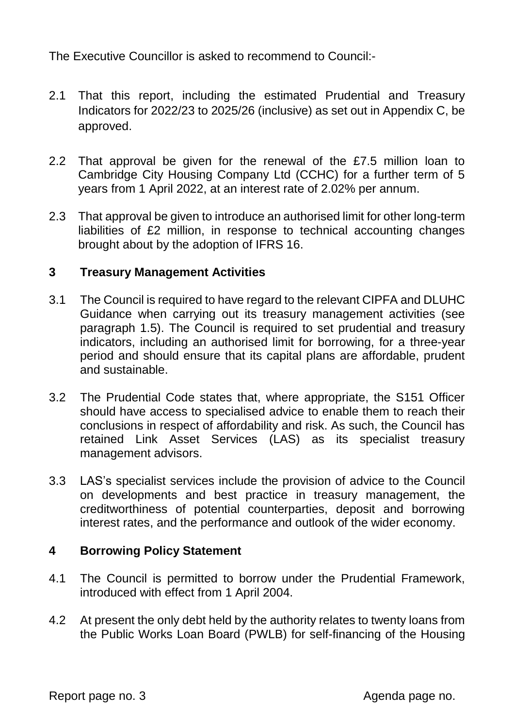The Executive Councillor is asked to recommend to Council:-

2.1 That this report, including the estimated Prudential and Treasury Indicators for 2022/23 to 2025/26 (inclusive) as set out in Appendix C, be approved.

2.2 That approval be given for the renewal of the £7.5 million loan to Cambridge City Housing Company Ltd (CCHC) for a further term of 5 years from 1 April 2022, at an interest rate of 2.02% per annum.

2.3 That approval be given to introduce an authorised limit for other long-term liabilities of £2 million, in response to technical accounting changes brought about by the adoption of IFRS 16.

## 3 Treasury Management Activities

3.1 The Council is required to have regard to the relevant CIPFA and DLUHC Guidance when carrying out its treasury management activities (see paragraph 1.5). The Council is required to set prudential and treasury indicators, including an authorised limit for borrowing, for a three-year period and should ensure that its capital plans are affordable, prudent and sustainable.

3.2 The Prudential Code states that, where appropriate, the S151 Officer should have access to specialised advice to enable them to reach their conclusions in respect of affordability and risk. As such, the Council has retained Link Asset Services (LAS) as its specialist treasury management advisors.

3.3 LAS's specialist services include the provision of advice to the Council on developments and best practice in treasury management, the creditworthiness of potential counterparties, deposit and borrowing interest rates, and the performance and outlook of the wider economy.

## 4 Borrowing Policy Statement

4.1 The Council is permitted to borrow under the Prudential Framework, introduced with effect from 1 April 2004.

4.2 At present the only debt held by the authority relates to twenty loans from the Public Works Loan Board (PWLB) for self-financing of the Housing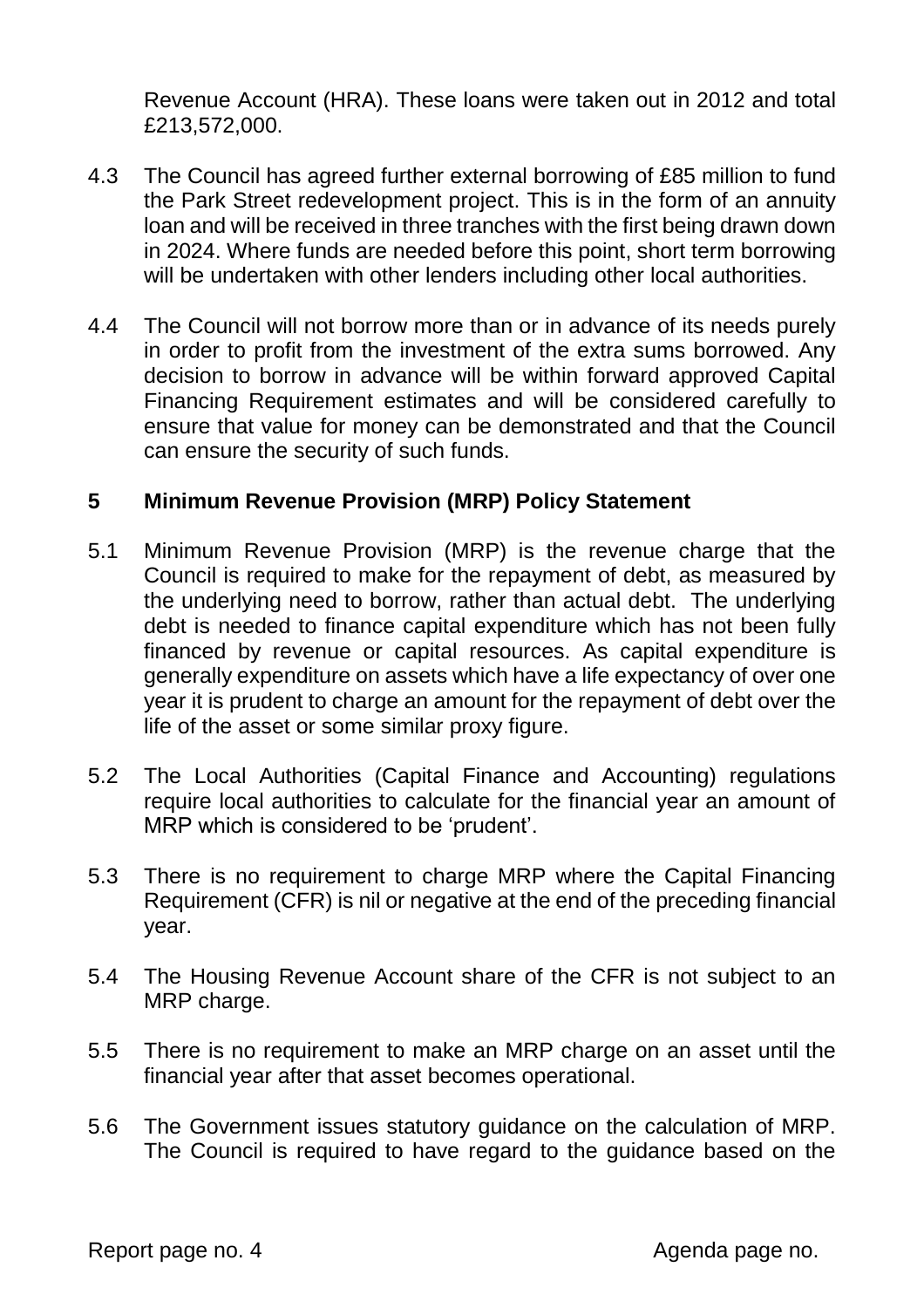Revenue Account (HRA). These loans were taken out in 2012 and total £213,572,000.

4.3 The Council has agreed further external borrowing of £85 million to fund the Park Street redevelopment project. This is in the form of an annuity loan and will be received in three tranches with the first being drawn down in 2024. Where funds are needed before this point, short term borrowing will be undertaken with other lenders including other local authorities.

4.4 The Council will not borrow more than or in advance of its needs purely in order to profit from the investment of the extra sums borrowed. Any decision to borrow in advance will be within forward approved Capital Financing Requirement estimates and will be considered carefully to ensure that value for money can be demonstrated and that the Council can ensure the security of such funds.

## 5 Minimum Revenue Provision (MRP) Policy Statement

5.1 Minimum Revenue Provision (MRP) is the revenue charge that the Council is required to make for the repayment of debt, as measured by the underlying need to borrow, rather than actual debt. The underlying debt is needed to finance capital expenditure which has not been fully financed by revenue or capital resources. As capital expenditure is generally expenditure on assets which have a life expectancy of over one year it is prudent to charge an amount for the repayment of debt over the life of the asset or some similar proxy figure.

5.2 The Local Authorities (Capital Finance and Accounting) regulations require local authorities to calculate for the financial year an amount of MRP which is considered to be 'prudent'.

5.3 There is no requirement to charge MRP where the Capital Financing Requirement (CFR) is nil or negative at the end of the preceding financial year.

5.4 The Housing Revenue Account share of the CFR is not subject to an MRP charge.

5.5 There is no requirement to make an MRP charge on an asset until the financial year after that asset becomes operational.

5.6 The Government issues statutory guidance on the calculation of MRP. The Council is required to have regard to the guidance based on the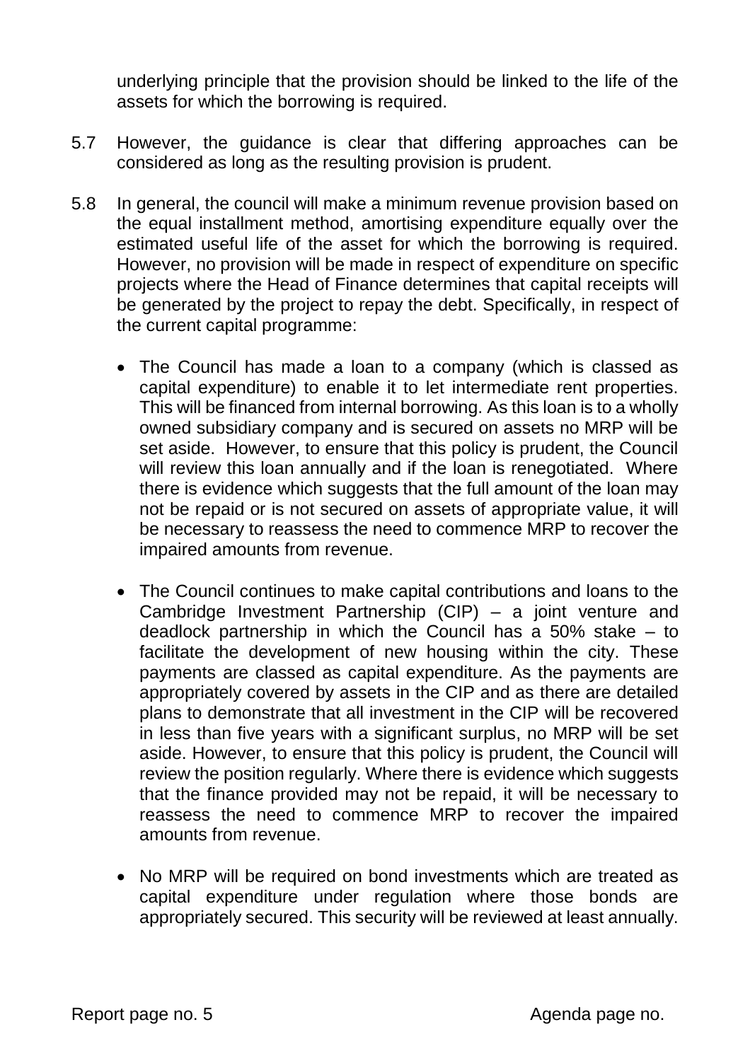underlying principle that the provision should be linked to the life of the assets for which the borrowing is required.

5.7 However, the guidance is clear that differing approaches can be considered as long as the resulting provision is prudent.

5.8 In general, the council will make a minimum revenue provision based on the equal installment method, amortising expenditure equally over the estimated useful life of the asset for which the borrowing is required. However, no provision will be made in respect of expenditure on specific projects where the Head of Finance determines that capital receipts will be generated by the project to repay the debt. Specifically, in respect of the current capital programme:

- The Council has made a loan to a company (which is classed as capital expenditure) to enable it to let intermediate rent properties. This will be financed from internal borrowing. As this loan is to a wholly owned subsidiary company and is secured on assets no MRP will be set aside. However, to ensure that this policy is prudent, the Council will review this loan annually and if the loan is renegotiated. Where there is evidence which suggests that the full amount of the loan may not be repaid or is not secured on assets of appropriate value, it will be necessary to reassess the need to commence MRP to recover the impaired amounts from revenue.

- The Council continues to make capital contributions and loans to the Cambridge Investment Partnership (CIP) – a joint venture and deadlock partnership in which the Council has a 50% stake – to facilitate the development of new housing within the city. These payments are classed as capital expenditure. As the payments are appropriately covered by assets in the CIP and as there are detailed plans to demonstrate that all investment in the CIP will be recovered in less than five years with a significant surplus, no MRP will be set aside. However, to ensure that this policy is prudent, the Council will review the position regularly. Where there is evidence which suggests that the finance provided may not be repaid, it will be necessary to reassess the need to commence MRP to recover the impaired amounts from revenue.

- No MRP will be required on bond investments which are treated as capital expenditure under regulation where those bonds are appropriately secured. This security will be reviewed at least annually.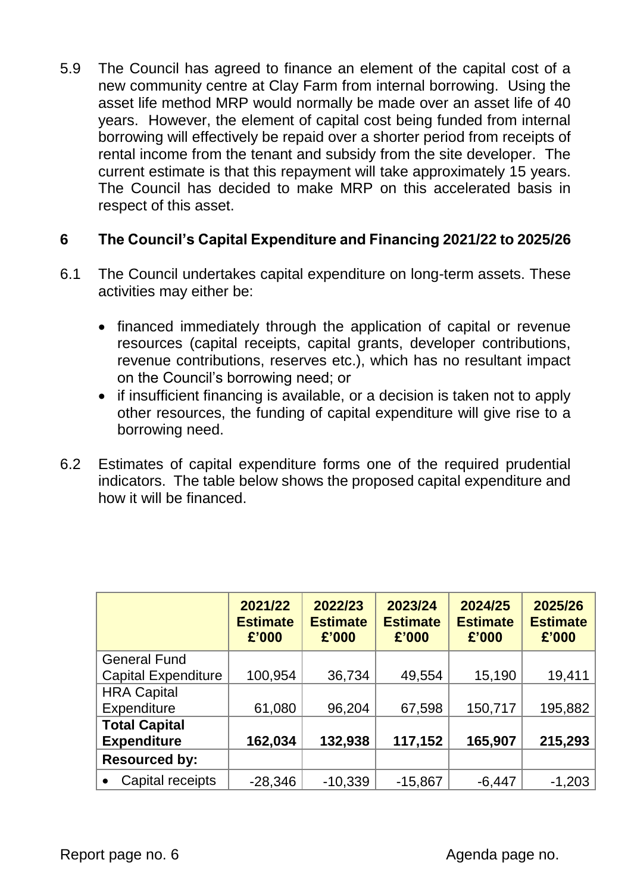5.9 The Council has agreed to finance an element of the capital cost of a new community centre at Clay Farm from internal borrowing. Using the asset life method MRP would normally be made over an asset life of 40 years. However, the element of capital cost being funded from internal borrowing will effectively be repaid over a shorter period from receipts of rental income from the tenant and subsidy from the site developer. The current estimate is that this repayment will take approximately 15 years. The Council has decided to make MRP on this accelerated basis in respect of this asset.

## 6 The Council's Capital Expenditure and Financing 2021/22 to 2025/26

6.1 The Council undertakes capital expenditure on long-term assets. These activities may either be:

- financed immediately through the application of capital or revenue resources (capital receipts, capital grants, developer contributions, revenue contributions, reserves etc.), which has no resultant impact on the Council's borrowing need; or
- if insufficient financing is available, or a decision is taken not to apply other resources, the funding of capital expenditure will give rise to a borrowing need.

6.2 Estimates of capital expenditure forms one of the required prudential indicators. The table below shows the proposed capital expenditure and how it will be financed.

| | 2021/22 Estimate £'000 | 2022/23 Estimate £'000 | 2023/24 Estimate £'000 | 2024/25 Estimate £'000 | 2025/26 Estimate £'000 |
|---|---|---|---|---|---|
| General Fund Capital Expenditure | 100,954 | 36,734 | 49,554 | 15,190 | 19,411 |
| HRA Capital Expenditure | 61,080 | 96,204 | 67,598 | 150,717 | 195,882 |
| **Total Capital Expenditure** | **162,034** | **132,938** | **117,152** | **165,907** | **215,293** |
| **Resourced by:** | | | | | |
| • Capital receipts | -28,346 | -10,339 | -15,867 | -6,447 | -1,203 |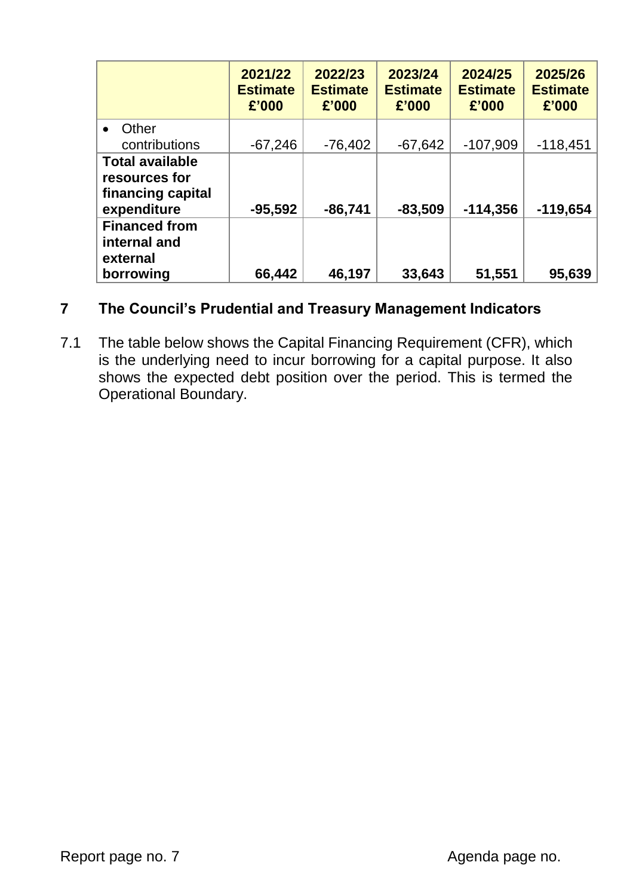| | 2021/22 Estimate £'000 | 2022/23 Estimate £'000 | 2023/24 Estimate £'000 | 2024/25 Estimate £'000 | 2025/26 Estimate £'000 |
|---|---|---|---|---|---|
| • Other contributions | -67,246 | -76,402 | -67,642 | -107,909 | -118,451 |
| **Total available resources for financing capital expenditure** | **-95,592** | **-86,741** | **-83,509** | **-114,356** | **-119,654** |
| **Financed from internal and external borrowing** | **66,442** | **46,197** | **33,643** | **51,551** | **95,639** |

## 7 The Council's Prudential and Treasury Management Indicators

7.1 The table below shows the Capital Financing Requirement (CFR), which is the underlying need to incur borrowing for a capital purpose. It also shows the expected debt position over the period. This is termed the Operational Boundary.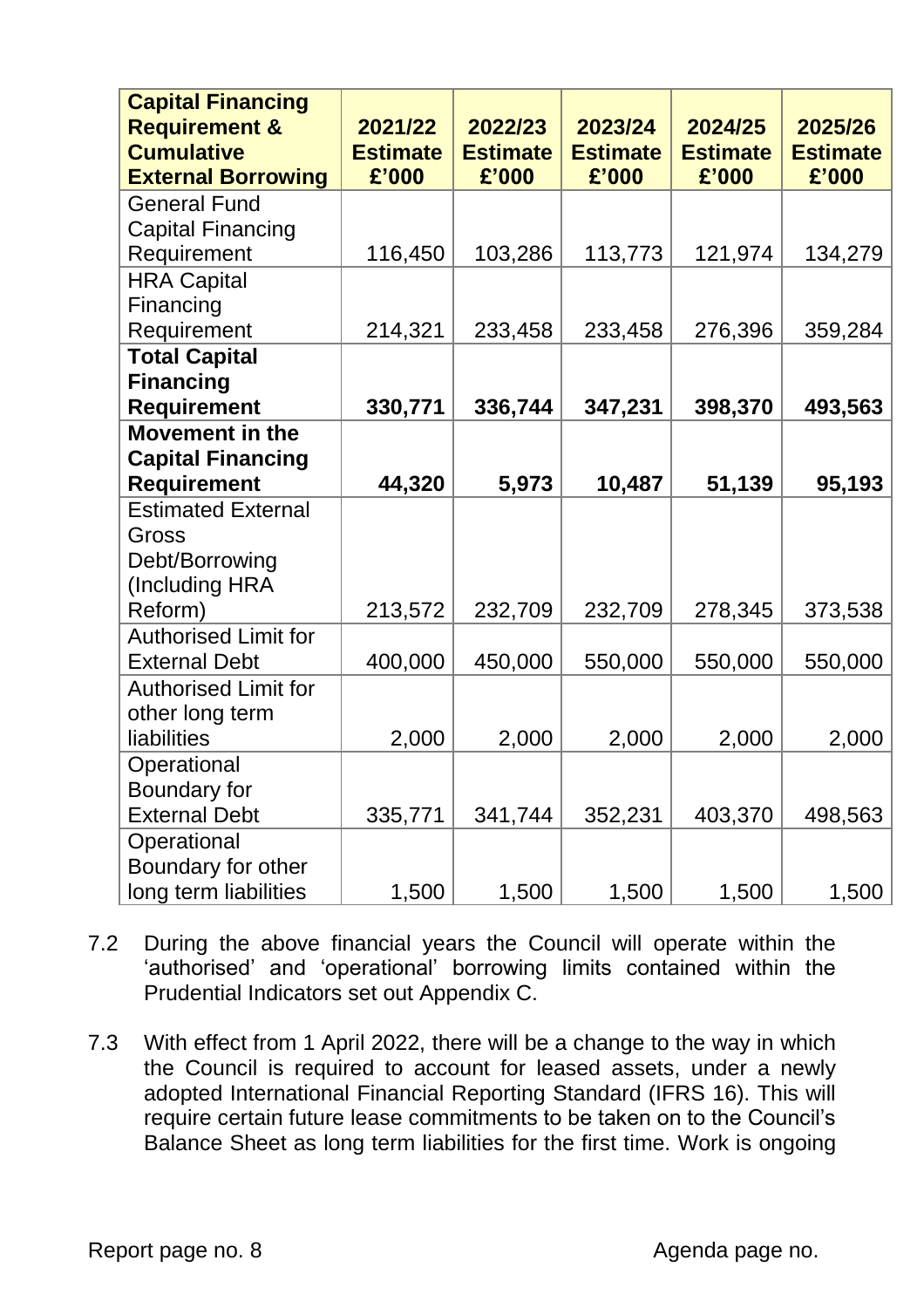| Capital Financing Requirement & Cumulative External Borrowing | 2021/22 Estimate £'000 | 2022/23 Estimate £'000 | 2023/24 Estimate £'000 | 2024/25 Estimate £'000 | 2025/26 Estimate £'000 |
|---|---|---|---|---|---|
| General Fund Capital Financing Requirement | 116,450 | 103,286 | 113,773 | 121,974 | 134,279 |
| HRA Capital Financing Requirement | 214,321 | 233,458 | 233,458 | 276,396 | 359,284 |
| **Total Capital Financing Requirement** | **330,771** | **336,744** | **347,231** | **398,370** | **493,563** |
| **Movement in the Capital Financing Requirement** | **44,320** | **5,973** | **10,487** | **51,139** | **95,193** |
| Estimated External Gross Debt/Borrowing (Including HRA Reform) | 213,572 | 232,709 | 232,709 | 278,345 | 373,538 |
| Authorised Limit for External Debt | 400,000 | 450,000 | 550,000 | 550,000 | 550,000 |
| Authorised Limit for other long term liabilities | 2,000 | 2,000 | 2,000 | 2,000 | 2,000 |
| Operational Boundary for External Debt | 335,771 | 341,744 | 352,231 | 403,370 | 498,563 |
| Operational Boundary for other long term liabilities | 1,500 | 1,500 | 1,500 | 1,500 | 1,500 |

7.2 During the above financial years the Council will operate within the 'authorised' and 'operational' borrowing limits contained within the Prudential Indicators set out Appendix C.

7.3 With effect from 1 April 2022, there will be a change to the way in which the Council is required to account for leased assets, under a newly adopted International Financial Reporting Standard (IFRS 16). This will require certain future lease commitments to be taken on to the Council's Balance Sheet as long term liabilities for the first time. Work is ongoing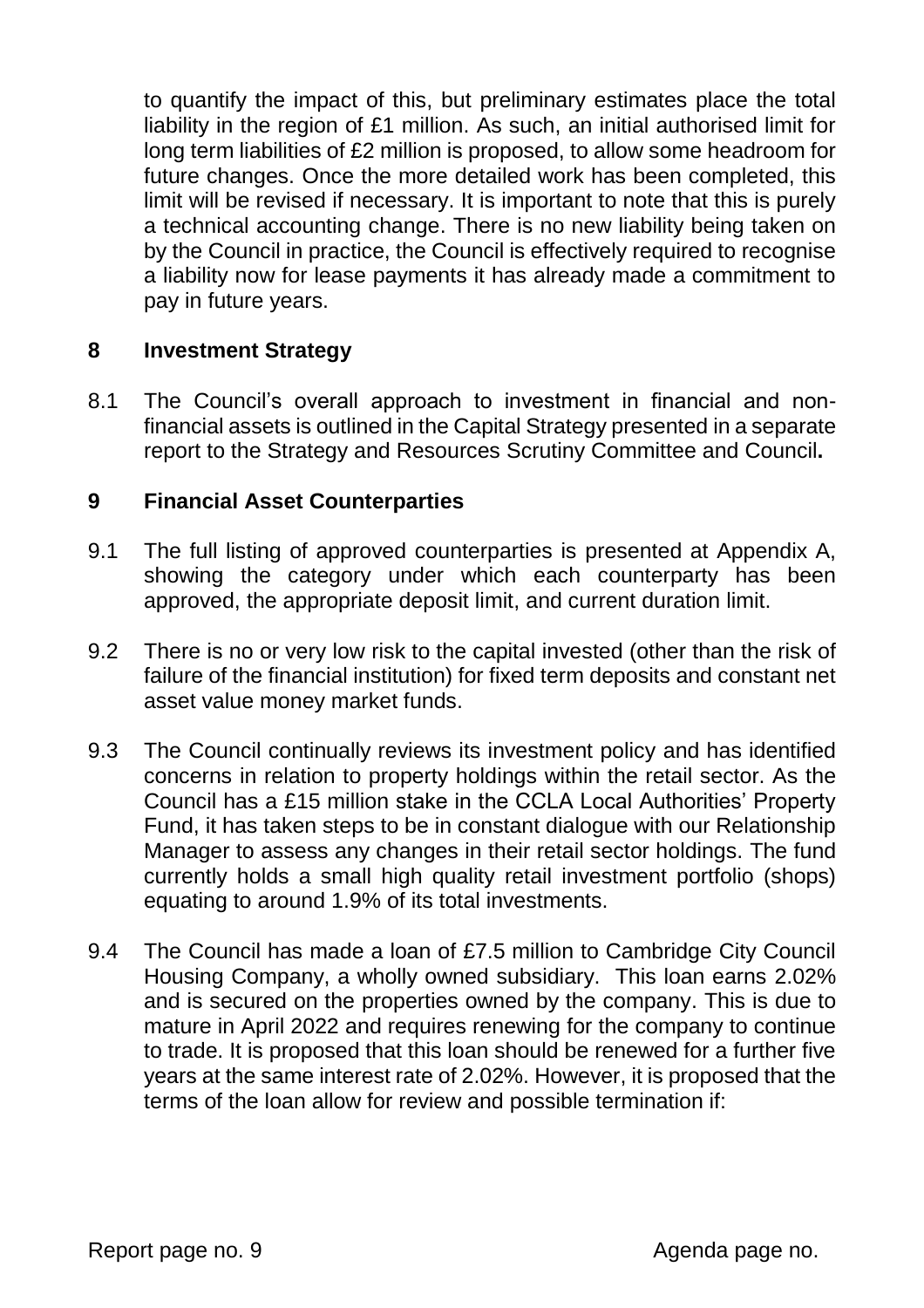to quantify the impact of this, but preliminary estimates place the total liability in the region of £1 million. As such, an initial authorised limit for long term liabilities of £2 million is proposed, to allow some headroom for future changes. Once the more detailed work has been completed, this limit will be revised if necessary. It is important to note that this is purely a technical accounting change. There is no new liability being taken on by the Council in practice, the Council is effectively required to recognise a liability now for lease payments it has already made a commitment to pay in future years.

## 8 Investment Strategy

8.1 The Council's overall approach to investment in financial and non-financial assets is outlined in the Capital Strategy presented in a separate report to the Strategy and Resources Scrutiny Committee and Council**.**

## 9 Financial Asset Counterparties

9.1 The full listing of approved counterparties is presented at Appendix A, showing the category under which each counterparty has been approved, the appropriate deposit limit, and current duration limit.

9.2 There is no or very low risk to the capital invested (other than the risk of failure of the financial institution) for fixed term deposits and constant net asset value money market funds.

9.3 The Council continually reviews its investment policy and has identified concerns in relation to property holdings within the retail sector. As the Council has a £15 million stake in the CCLA Local Authorities' Property Fund, it has taken steps to be in constant dialogue with our Relationship Manager to assess any changes in their retail sector holdings. The fund currently holds a small high quality retail investment portfolio (shops) equating to around 1.9% of its total investments.

9.4 The Council has made a loan of £7.5 million to Cambridge City Council Housing Company, a wholly owned subsidiary. This loan earns 2.02% and is secured on the properties owned by the company. This is due to mature in April 2022 and requires renewing for the company to continue to trade. It is proposed that this loan should be renewed for a further five years at the same interest rate of 2.02%. However, it is proposed that the terms of the loan allow for review and possible termination if: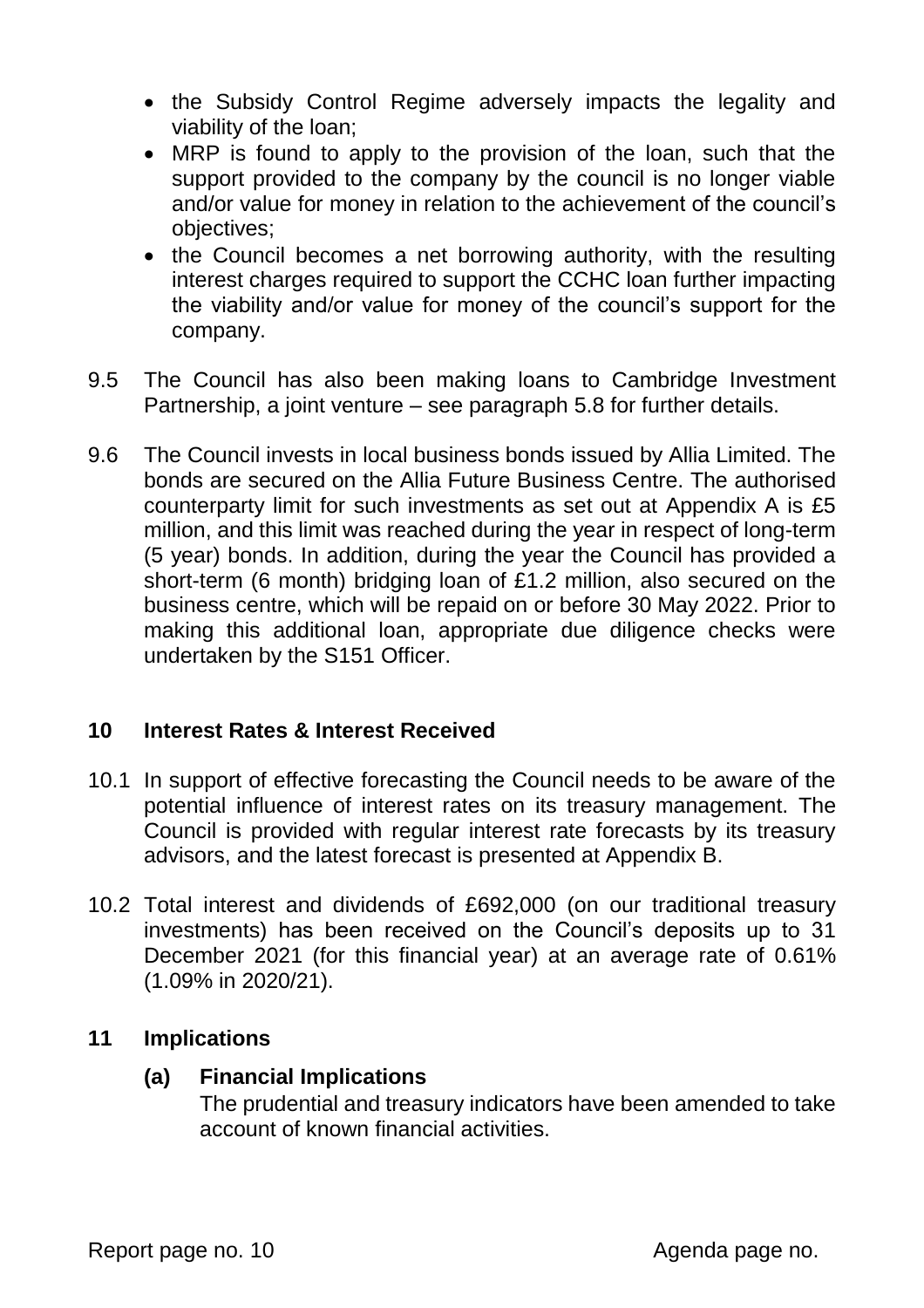- the Subsidy Control Regime adversely impacts the legality and viability of the loan;
- MRP is found to apply to the provision of the loan, such that the support provided to the company by the council is no longer viable and/or value for money in relation to the achievement of the council's objectives;
- the Council becomes a net borrowing authority, with the resulting interest charges required to support the CCHC loan further impacting the viability and/or value for money of the council's support for the company.

9.5 The Council has also been making loans to Cambridge Investment Partnership, a joint venture – see paragraph 5.8 for further details.

9.6 The Council invests in local business bonds issued by Allia Limited. The bonds are secured on the Allia Future Business Centre. The authorised counterparty limit for such investments as set out at Appendix A is £5 million, and this limit was reached during the year in respect of long-term (5 year) bonds. In addition, during the year the Council has provided a short-term (6 month) bridging loan of £1.2 million, also secured on the business centre, which will be repaid on or before 30 May 2022. Prior to making this additional loan, appropriate due diligence checks were undertaken by the S151 Officer.

## 10 Interest Rates & Interest Received

10.1 In support of effective forecasting the Council needs to be aware of the potential influence of interest rates on its treasury management. The Council is provided with regular interest rate forecasts by its treasury advisors, and the latest forecast is presented at Appendix B.

10.2 Total interest and dividends of £692,000 (on our traditional treasury investments) has been received on the Council's deposits up to 31 December 2021 (for this financial year) at an average rate of 0.61% (1.09% in 2020/21).

## 11 Implications

### (a) Financial Implications

The prudential and treasury indicators have been amended to take account of known financial activities.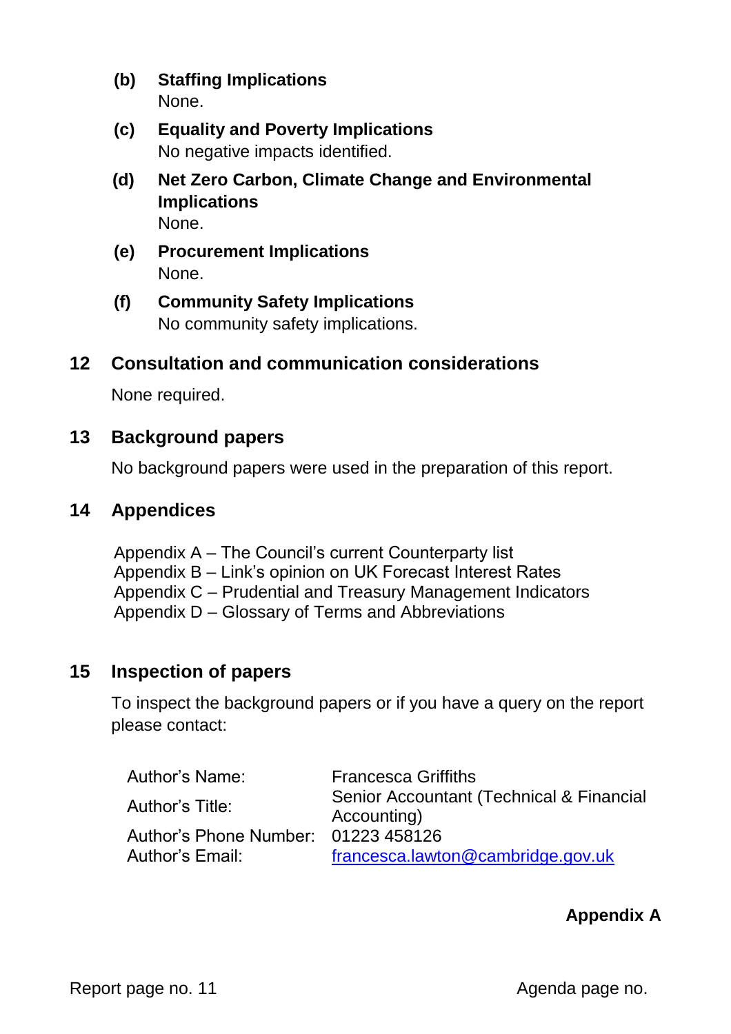**(b) Staffing Implications**
None.

**(c) Equality and Poverty Implications**
No negative impacts identified.

**(d) Net Zero Carbon, Climate Change and Environmental Implications**
None.

**(e) Procurement Implications**
None.

**(f) Community Safety Implications**
No community safety implications.

## 12 Consultation and communication considerations

None required.

## 13 Background papers

No background papers were used in the preparation of this report.

## 14 Appendices

Appendix A – The Council's current Counterparty list
Appendix B – Link's opinion on UK Forecast Interest Rates
Appendix C – Prudential and Treasury Management Indicators
Appendix D – Glossary of Terms and Abbreviations

## 15 Inspection of papers

To inspect the background papers or if you have a query on the report please contact:

| | |
|---|---|
| Author's Name: | Francesca Griffiths |
| Author's Title: | Senior Accountant (Technical & Financial Accounting) |
| Author's Phone Number: | 01223 458126 |
| Author's Email: | francesca.lawton@cambridge.gov.uk |

**Appendix A**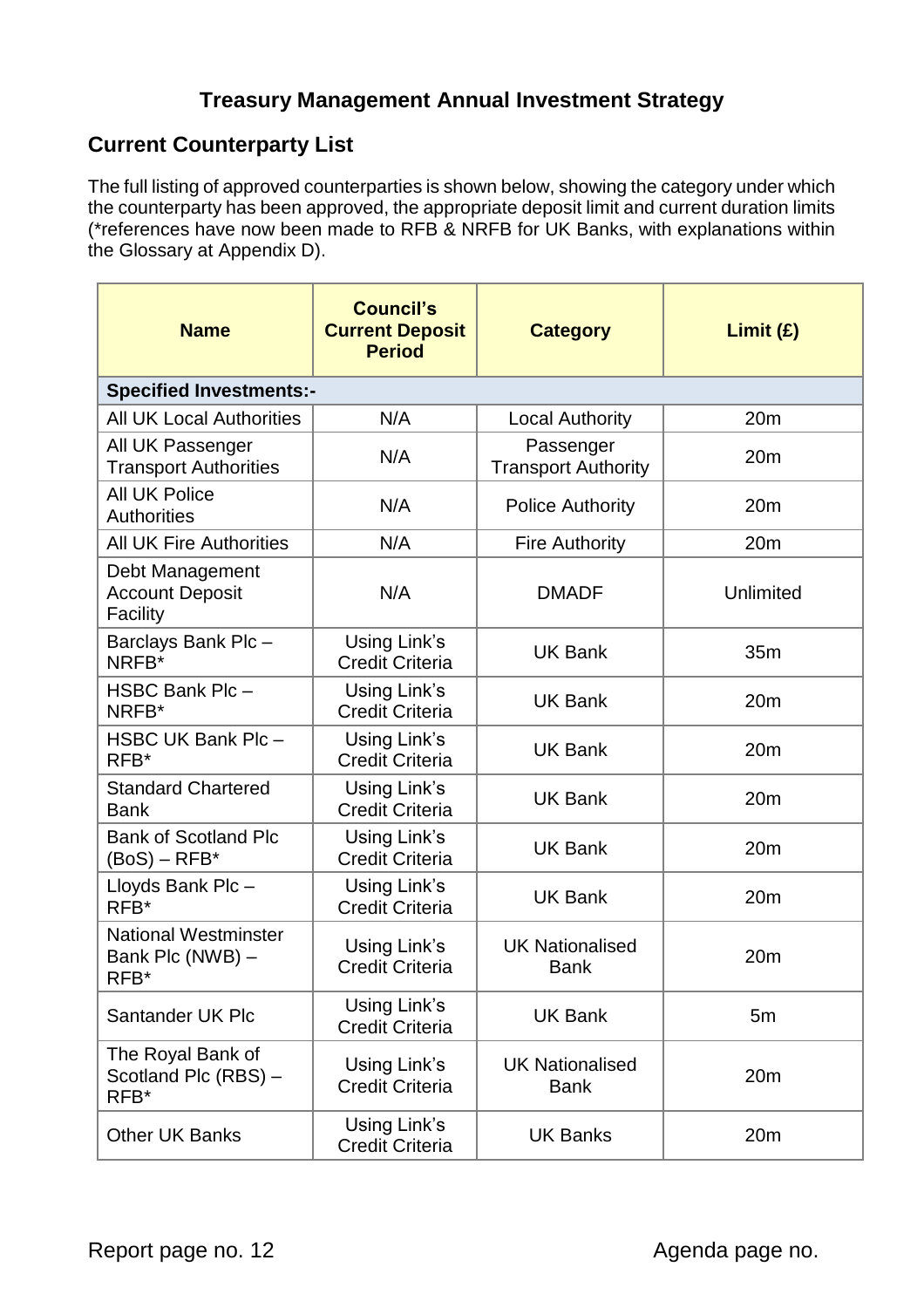# Treasury Management Annual Investment Strategy

## Current Counterparty List

The full listing of approved counterparties is shown below, showing the category under which the counterparty has been approved, the appropriate deposit limit and current duration limits (*references have now been made to RFB & NRFB for UK Banks, with explanations within the Glossary at Appendix D).

| Name | Council's Current Deposit Period | Category | Limit (£) |
|---|---|---|---|
| **Specified Investments:-** | | | |
| All UK Local Authorities | N/A | Local Authority | 20m |
| All UK Passenger Transport Authorities | N/A | Passenger Transport Authority | 20m |
| All UK Police Authorities | N/A | Police Authority | 20m |
| All UK Fire Authorities | N/A | Fire Authority | 20m |
| Debt Management Account Deposit Facility | N/A | DMADF | Unlimited |
| Barclays Bank Plc – NRFB* | Using Link's Credit Criteria | UK Bank | 35m |
| HSBC Bank Plc – NRFB* | Using Link's Credit Criteria | UK Bank | 20m |
| HSBC UK Bank Plc – RFB* | Using Link's Credit Criteria | UK Bank | 20m |
| Standard Chartered Bank | Using Link's Credit Criteria | UK Bank | 20m |
| Bank of Scotland Plc (BoS) – RFB* | Using Link's Credit Criteria | UK Bank | 20m |
| Lloyds Bank Plc – RFB* | Using Link's Credit Criteria | UK Bank | 20m |
| National Westminster Bank Plc (NWB) – RFB* | Using Link's Credit Criteria | UK Nationalised Bank | 20m |
| Santander UK Plc | Using Link's Credit Criteria | UK Bank | 5m |
| The Royal Bank of Scotland Plc (RBS) – RFB* | Using Link's Credit Criteria | UK Nationalised Bank | 20m |
| Other UK Banks | Using Link's Credit Criteria | UK Banks | 20m |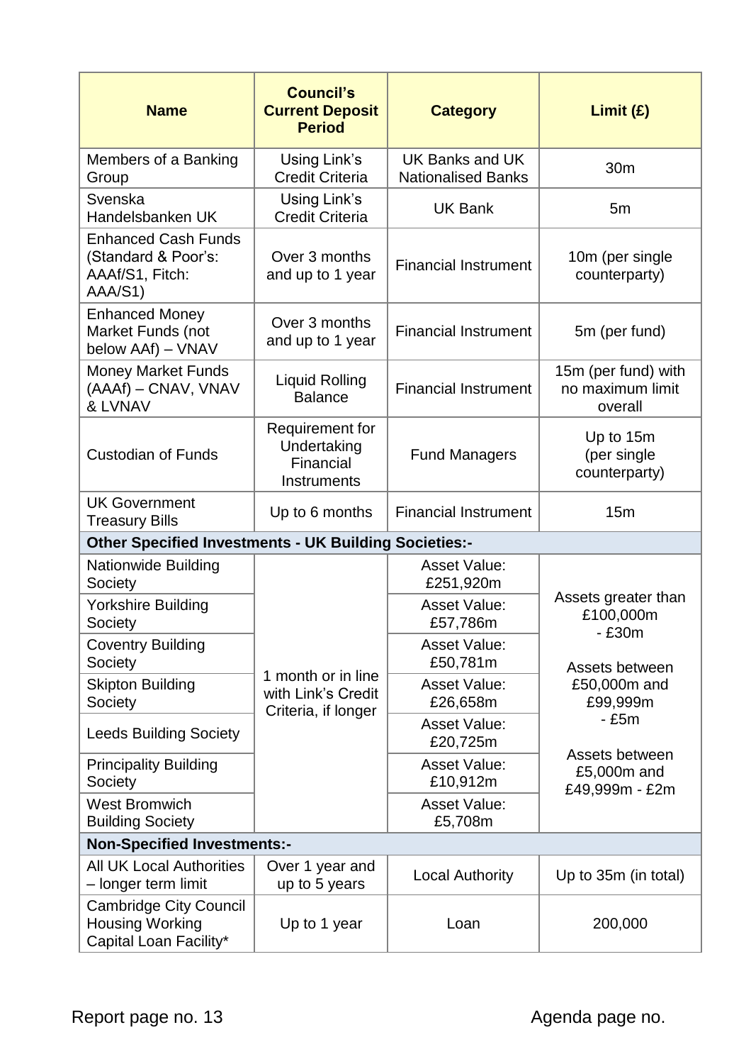| Name | Council's Current Deposit Period | Category | Limit (£) |
|---|---|---|---|
| Members of a Banking Group | Using Link's Credit Criteria | UK Banks and UK Nationalised Banks | 30m |
| Svenska Handelsbanken UK | Using Link's Credit Criteria | UK Bank | 5m |
| Enhanced Cash Funds (Standard & Poor's: AAAf/S1, Fitch: AAA/S1) | Over 3 months and up to 1 year | Financial Instrument | 10m (per single counterparty) |
| Enhanced Money Market Funds (not below AAf) – VNAV | Over 3 months and up to 1 year | Financial Instrument | 5m (per fund) |
| Money Market Funds (AAAf) – CNAV, VNAV & LVNAV | Liquid Rolling Balance | Financial Instrument | 15m (per fund) with no maximum limit overall |
| Custodian of Funds | Requirement for Undertaking Financial Instruments | Fund Managers | Up to 15m (per single counterparty) |
| UK Government Treasury Bills | Up to 6 months | Financial Instrument | 15m |
| **Other Specified Investments - UK Building Societies:-** | | | |
| Nationwide Building Society | 1 month or in line with Link's Credit Criteria, if longer | Asset Value: £251,920m | Assets greater than £100,000m - £30m<br><br>Assets between £50,000m and £99,999m - £5m<br><br>Assets between £5,000m and £49,999m - £2m |
| Yorkshire Building Society | | Asset Value: £57,786m | |
| Coventry Building Society | | Asset Value: £50,781m | |
| Skipton Building Society | | Asset Value: £26,658m | |
| Leeds Building Society | | Asset Value: £20,725m | |
| Principality Building Society | | Asset Value: £10,912m | |
| West Bromwich Building Society | | Asset Value: £5,708m | |
| **Non-Specified Investments:-** | | | |
| All UK Local Authorities – longer term limit | Over 1 year and up to 5 years | Local Authority | Up to 35m (in total) |
| Cambridge City Council Housing Working Capital Loan Facility* | Up to 1 year | Loan | 200,000 |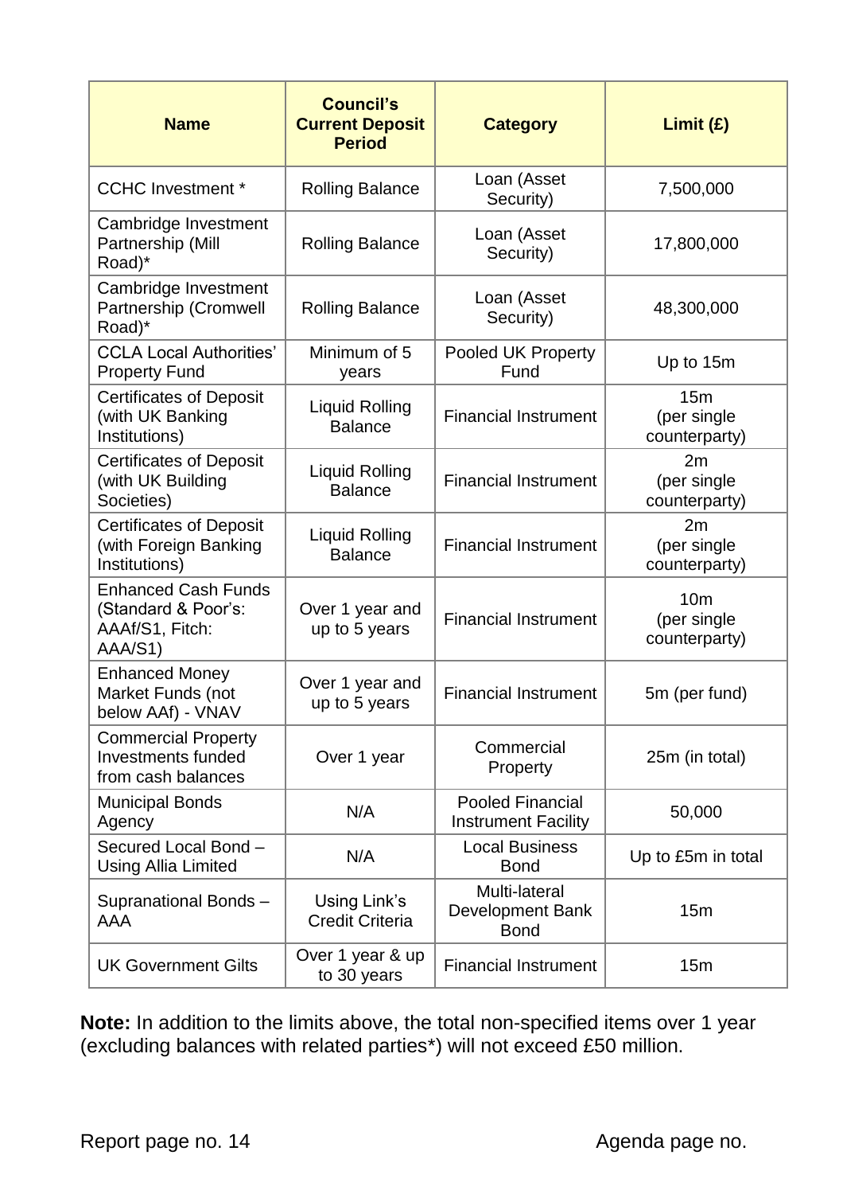| Name | Council's Current Deposit Period | Category | Limit (£) |
| --- | --- | --- | --- |
| CCHC Investment * | Rolling Balance | Loan (Asset Security) | 7,500,000 |
| Cambridge Investment Partnership (Mill Road)* | Rolling Balance | Loan (Asset Security) | 17,800,000 |
| Cambridge Investment Partnership (Cromwell Road)* | Rolling Balance | Loan (Asset Security) | 48,300,000 |
| CCLA Local Authorities' Property Fund | Minimum of 5 years | Pooled UK Property Fund | Up to 15m |
| Certificates of Deposit (with UK Banking Institutions) | Liquid Rolling Balance | Financial Instrument | 15m (per single counterparty) |
| Certificates of Deposit (with UK Building Societies) | Liquid Rolling Balance | Financial Instrument | 2m (per single counterparty) |
| Certificates of Deposit (with Foreign Banking Institutions) | Liquid Rolling Balance | Financial Instrument | 2m (per single counterparty) |
| Enhanced Cash Funds (Standard & Poor's: AAAf/S1, Fitch: AAA/S1) | Over 1 year and up to 5 years | Financial Instrument | 10m (per single counterparty) |
| Enhanced Money Market Funds (not below AAf) - VNAV | Over 1 year and up to 5 years | Financial Instrument | 5m (per fund) |
| Commercial Property Investments funded from cash balances | Over 1 year | Commercial Property | 25m (in total) |
| Municipal Bonds Agency | N/A | Pooled Financial Instrument Facility | 50,000 |
| Secured Local Bond – Using Allia Limited | N/A | Local Business Bond | Up to £5m in total |
| Supranational Bonds – AAA | Using Link's Credit Criteria | Multi-lateral Development Bank Bond | 15m |
| UK Government Gilts | Over 1 year & up to 30 years | Financial Instrument | 15m |

**Note:** In addition to the limits above, the total non-specified items over 1 year (excluding balances with related parties*) will not exceed £50 million.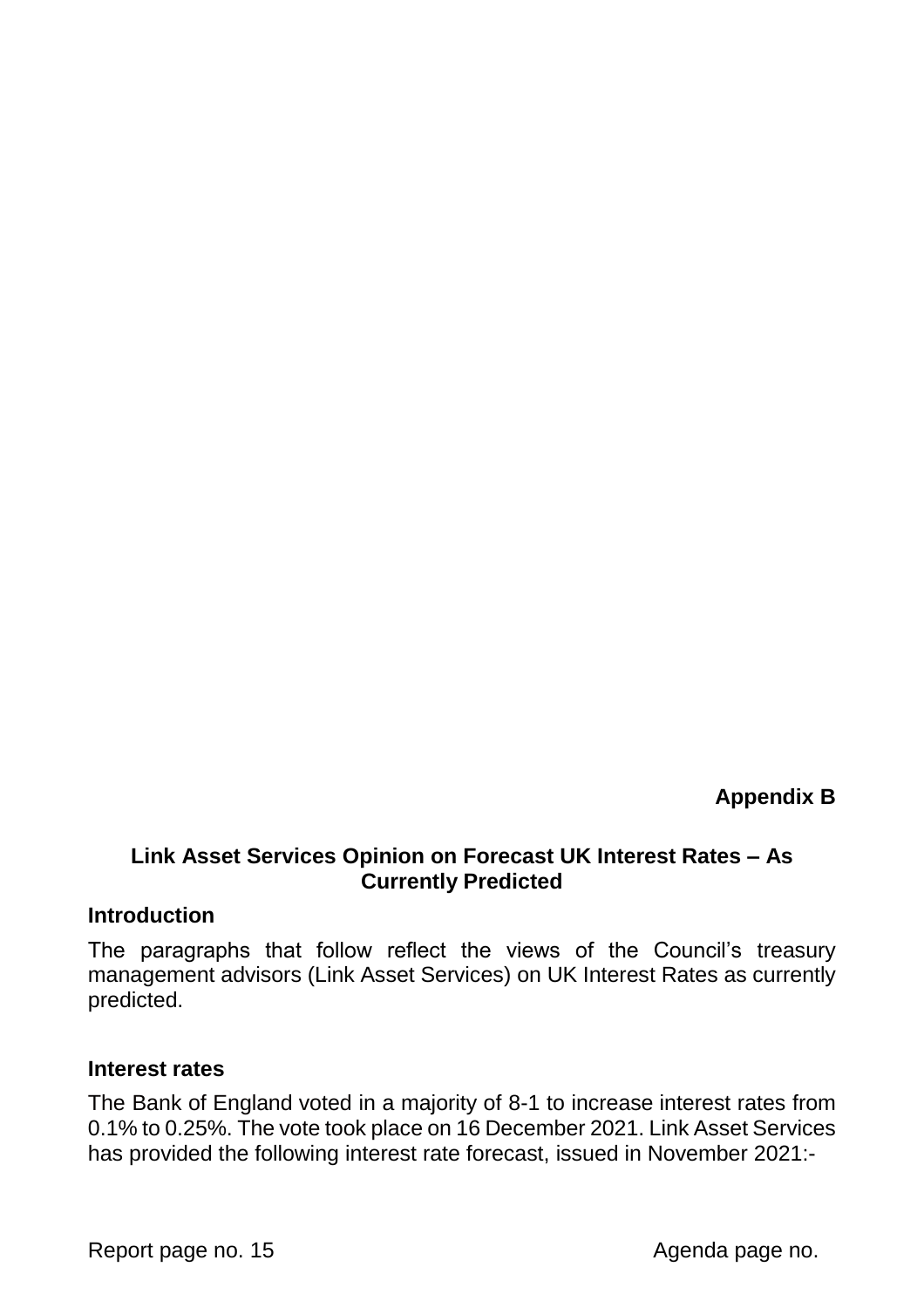**Appendix B**

## Link Asset Services Opinion on Forecast UK Interest Rates – As Currently Predicted

### Introduction

The paragraphs that follow reflect the views of the Council's treasury management advisors (Link Asset Services) on UK Interest Rates as currently predicted.

### Interest rates

The Bank of England voted in a majority of 8-1 to increase interest rates from 0.1% to 0.25%. The vote took place on 16 December 2021. Link Asset Services has provided the following interest rate forecast, issued in November 2021:-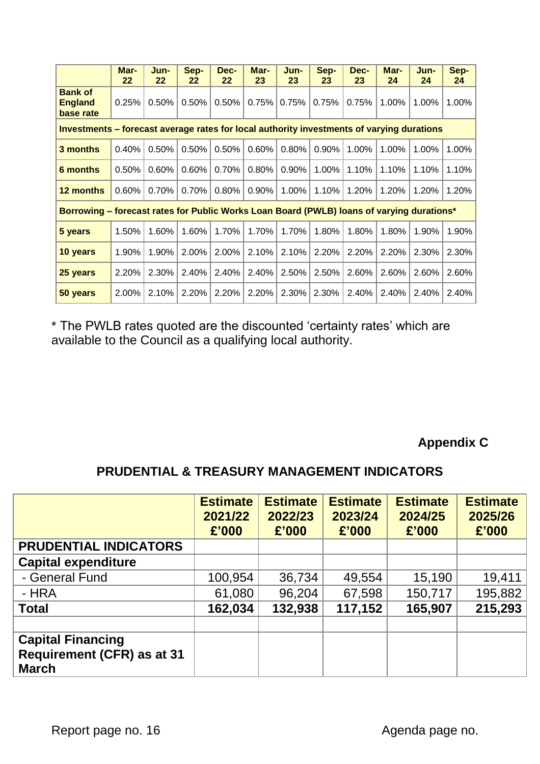| | Mar-22 | Jun-22 | Sep-22 | Dec-22 | Mar-23 | Jun-23 | Sep-23 | Dec-23 | Mar-24 | Jun-24 | Sep-24 |
|---|---|---|---|---|---|---|---|---|---|---|---|
| **Bank of England base rate** | 0.25% | 0.50% | 0.50% | 0.50% | 0.75% | 0.75% | 0.75% | 0.75% | 1.00% | 1.00% | 1.00% |
| **Investments – forecast average rates for local authority investments of varying durations** | | | | | | | | | | | |
| **3 months** | 0.40% | 0.50% | 0.50% | 0.50% | 0.60% | 0.80% | 0.90% | 1.00% | 1.00% | 1.00% | 1.00% |
| **6 months** | 0.50% | 0.60% | 0.60% | 0.70% | 0.80% | 0.90% | 1.00% | 1.10% | 1.10% | 1.10% | 1.10% |
| **12 months** | 0.60% | 0.70% | 0.70% | 0.80% | 0.90% | 1.00% | 1.10% | 1.20% | 1.20% | 1.20% | 1.20% |
| **Borrowing – forecast rates for Public Works Loan Board (PWLB) loans of varying durations*** | | | | | | | | | | | |
| **5 years** | 1.50% | 1.60% | 1.60% | 1.70% | 1.70% | 1.70% | 1.80% | 1.80% | 1.80% | 1.90% | 1.90% |
| **10 years** | 1.90% | 1.90% | 2.00% | 2.00% | 2.10% | 2.10% | 2.20% | 2.20% | 2.20% | 2.30% | 2.30% |
| **25 years** | 2.20% | 2.30% | 2.40% | 2.40% | 2.40% | 2.50% | 2.50% | 2.60% | 2.60% | 2.60% | 2.60% |
| **50 years** | 2.00% | 2.10% | 2.20% | 2.20% | 2.20% | 2.30% | 2.30% | 2.40% | 2.40% | 2.40% | 2.40% |

* The PWLB rates quoted are the discounted 'certainty rates' which are available to the Council as a qualifying local authority.

**Appendix C**

## PRUDENTIAL & TREASURY MANAGEMENT INDICATORS

| | Estimate 2021/22 £'000 | Estimate 2022/23 £'000 | Estimate 2023/24 £'000 | Estimate 2024/25 £'000 | Estimate 2025/26 £'000 |
|---|---|---|---|---|---|
| **PRUDENTIAL INDICATORS** | | | | | |
| **Capital expenditure** | | | | | |
| - General Fund | 100,954 | 36,734 | 49,554 | 15,190 | 19,411 |
| - HRA | 61,080 | 96,204 | 67,598 | 150,717 | 195,882 |
| **Total** | **162,034** | **132,938** | **117,152** | **165,907** | **215,293** |
| | | | | | |
| **Capital Financing Requirement (CFR) as at 31 March** | | | | | |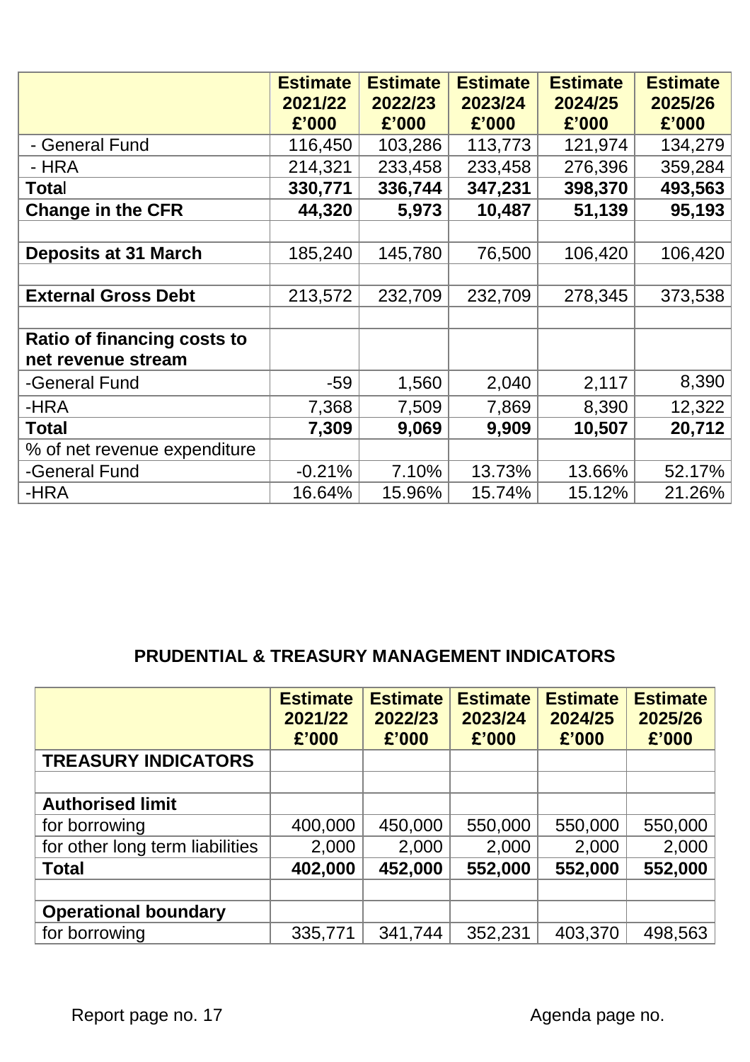| | Estimate 2021/22 £'000 | Estimate 2022/23 £'000 | Estimate 2023/24 £'000 | Estimate 2024/25 £'000 | Estimate 2025/26 £'000 |
|---|---|---|---|---|---|
| - General Fund | 116,450 | 103,286 | 113,773 | 121,974 | 134,279 |
| - HRA | 214,321 | 233,458 | 233,458 | 276,396 | 359,284 |
| **Total** | **330,771** | **336,744** | **347,231** | **398,370** | **493,563** |
| **Change in the CFR** | **44,320** | **5,973** | **10,487** | **51,139** | **95,193** |
| | | | | | |
| **Deposits at 31 March** | 185,240 | 145,780 | 76,500 | 106,420 | 106,420 |
| | | | | | |
| **External Gross Debt** | 213,572 | 232,709 | 232,709 | 278,345 | 373,538 |
| | | | | | |
| **Ratio of financing costs to net revenue stream** | | | | | |
| -General Fund | -59 | 1,560 | 2,040 | 2,117 | 8,390 |
| -HRA | 7,368 | 7,509 | 7,869 | 8,390 | 12,322 |
| **Total** | **7,309** | **9,069** | **9,909** | **10,507** | **20,712** |
| % of net revenue expenditure | | | | | |
| -General Fund | -0.21% | 7.10% | 13.73% | 13.66% | 52.17% |
| -HRA | 16.64% | 15.96% | 15.74% | 15.12% | 21.26% |

## PRUDENTIAL & TREASURY MANAGEMENT INDICATORS

| | Estimate 2021/22 £'000 | Estimate 2022/23 £'000 | Estimate 2023/24 £'000 | Estimate 2024/25 £'000 | Estimate 2025/26 £'000 |
|---|---|---|---|---|---|
| **TREASURY INDICATORS** | | | | | |
| | | | | | |
| **Authorised limit** | | | | | |
| for borrowing | 400,000 | 450,000 | 550,000 | 550,000 | 550,000 |
| for other long term liabilities | 2,000 | 2,000 | 2,000 | 2,000 | 2,000 |
| **Total** | **402,000** | **452,000** | **552,000** | **552,000** | **552,000** |
| | | | | | |
| **Operational boundary** | | | | | |
| for borrowing | 335,771 | 341,744 | 352,231 | 403,370 | 498,563 |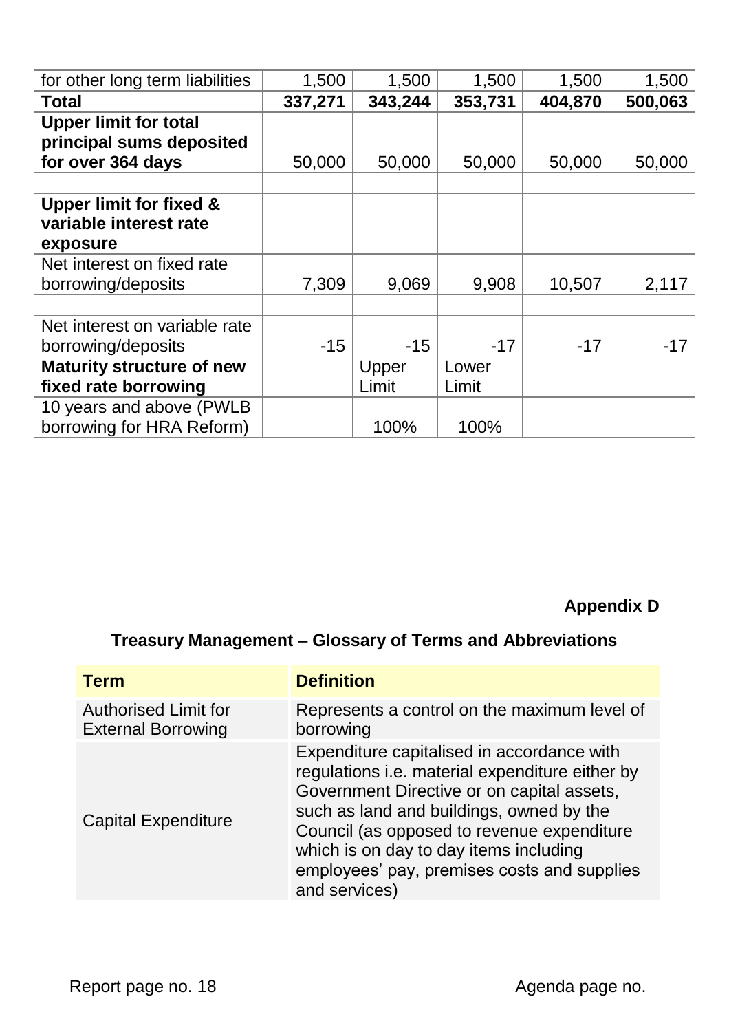| for other long term liabilities | 1,500 | 1,500 | 1,500 | 1,500 | 1,500 |
|---|---|---|---|---|---|
| **Total** | **337,271** | **343,244** | **353,731** | **404,870** | **500,063** |
| **Upper limit for total principal sums deposited for over 364 days** | 50,000 | 50,000 | 50,000 | 50,000 | 50,000 |
| | | | | | |
| **Upper limit for fixed & variable interest rate exposure** | | | | | |
| Net interest on fixed rate borrowing/deposits | 7,309 | 9,069 | 9,908 | 10,507 | 2,117 |
| | | | | | |
| Net interest on variable rate borrowing/deposits | -15 | -15 | -17 | -17 | -17 |
| **Maturity structure of new fixed rate borrowing** | | Upper Limit | Lower Limit | | |
| 10 years and above (PWLB borrowing for HRA Reform) | | 100% | 100% | | |

**Appendix D**

## Treasury Management – Glossary of Terms and Abbreviations

| Term | Definition |
|---|---|
| Authorised Limit for External Borrowing | Represents a control on the maximum level of borrowing |
| Capital Expenditure | Expenditure capitalised in accordance with regulations i.e. material expenditure either by Government Directive or on capital assets, such as land and buildings, owned by the Council (as opposed to revenue expenditure which is on day to day items including employees' pay, premises costs and supplies and services) |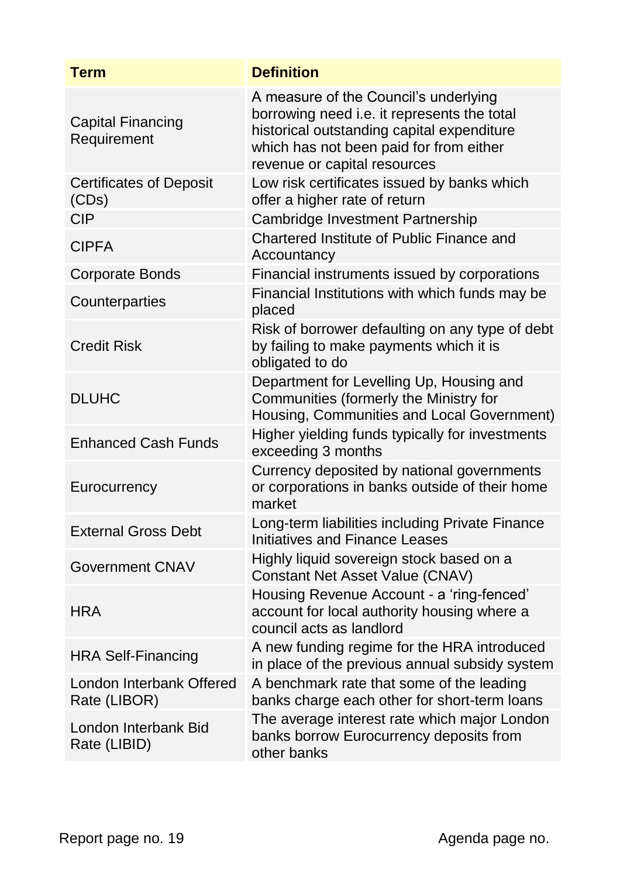| Term | Definition |
| --- | --- |
| Capital Financing Requirement | A measure of the Council's underlying borrowing need i.e. it represents the total historical outstanding capital expenditure which has not been paid for from either revenue or capital resources |
| Certificates of Deposit (CDs) | Low risk certificates issued by banks which offer a higher rate of return |
| CIP | Cambridge Investment Partnership |
| CIPFA | Chartered Institute of Public Finance and Accountancy |
| Corporate Bonds | Financial instruments issued by corporations |
| Counterparties | Financial Institutions with which funds may be placed |
| Credit Risk | Risk of borrower defaulting on any type of debt by failing to make payments which it is obligated to do |
| DLUHC | Department for Levelling Up, Housing and Communities (formerly the Ministry for Housing, Communities and Local Government) |
| Enhanced Cash Funds | Higher yielding funds typically for investments exceeding 3 months |
| Eurocurrency | Currency deposited by national governments or corporations in banks outside of their home market |
| External Gross Debt | Long-term liabilities including Private Finance Initiatives and Finance Leases |
| Government CNAV | Highly liquid sovereign stock based on a Constant Net Asset Value (CNAV) |
| HRA | Housing Revenue Account - a 'ring-fenced' account for local authority housing where a council acts as landlord |
| HRA Self-Financing | A new funding regime for the HRA introduced in place of the previous annual subsidy system |
| London Interbank Offered Rate (LIBOR) | A benchmark rate that some of the leading banks charge each other for short-term loans |
| London Interbank Bid Rate (LIBID) | The average interest rate which major London banks borrow Eurocurrency deposits from other banks |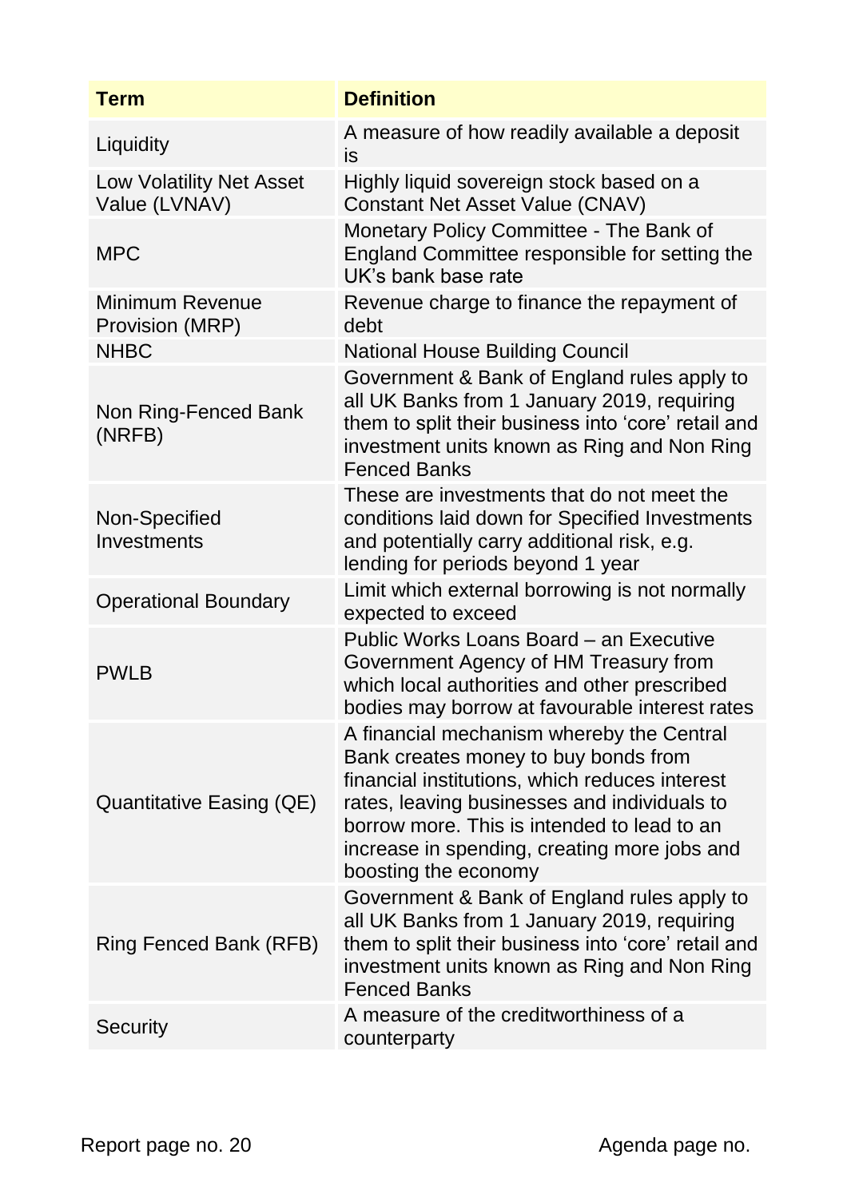| Term | Definition |
|---|---|
| Liquidity | A measure of how readily available a deposit is |
| Low Volatility Net Asset Value (LVNAV) | Highly liquid sovereign stock based on a Constant Net Asset Value (CNAV) |
| MPC | Monetary Policy Committee - The Bank of England Committee responsible for setting the UK's bank base rate |
| Minimum Revenue Provision (MRP) | Revenue charge to finance the repayment of debt |
| NHBC | National House Building Council |
| Non Ring-Fenced Bank (NRFB) | Government & Bank of England rules apply to all UK Banks from 1 January 2019, requiring them to split their business into 'core' retail and investment units known as Ring and Non Ring Fenced Banks |
| Non-Specified Investments | These are investments that do not meet the conditions laid down for Specified Investments and potentially carry additional risk, e.g. lending for periods beyond 1 year |
| Operational Boundary | Limit which external borrowing is not normally expected to exceed |
| PWLB | Public Works Loans Board – an Executive Government Agency of HM Treasury from which local authorities and other prescribed bodies may borrow at favourable interest rates |
| Quantitative Easing (QE) | A financial mechanism whereby the Central Bank creates money to buy bonds from financial institutions, which reduces interest rates, leaving businesses and individuals to borrow more. This is intended to lead to an increase in spending, creating more jobs and boosting the economy |
| Ring Fenced Bank (RFB) | Government & Bank of England rules apply to all UK Banks from 1 January 2019, requiring them to split their business into 'core' retail and investment units known as Ring and Non Ring Fenced Banks |
| Security | A measure of the creditworthiness of a counterparty |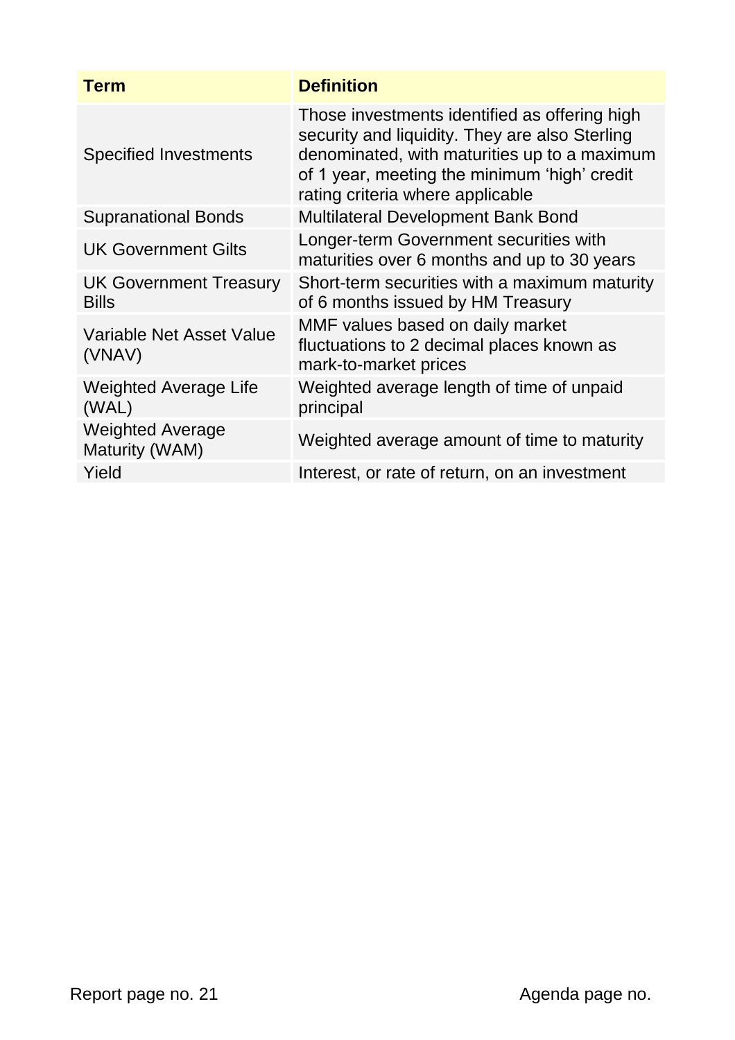| Term | Definition |
|---|---|
| Specified Investments | Those investments identified as offering high security and liquidity. They are also Sterling denominated, with maturities up to a maximum of 1 year, meeting the minimum 'high' credit rating criteria where applicable |
| Supranational Bonds | Multilateral Development Bank Bond |
| UK Government Gilts | Longer-term Government securities with maturities over 6 months and up to 30 years |
| UK Government Treasury Bills | Short-term securities with a maximum maturity of 6 months issued by HM Treasury |
| Variable Net Asset Value (VNAV) | MMF values based on daily market fluctuations to 2 decimal places known as mark-to-market prices |
| Weighted Average Life (WAL) | Weighted average length of time of unpaid principal |
| Weighted Average Maturity (WAM) | Weighted average amount of time to maturity |
| Yield | Interest, or rate of return, on an investment |